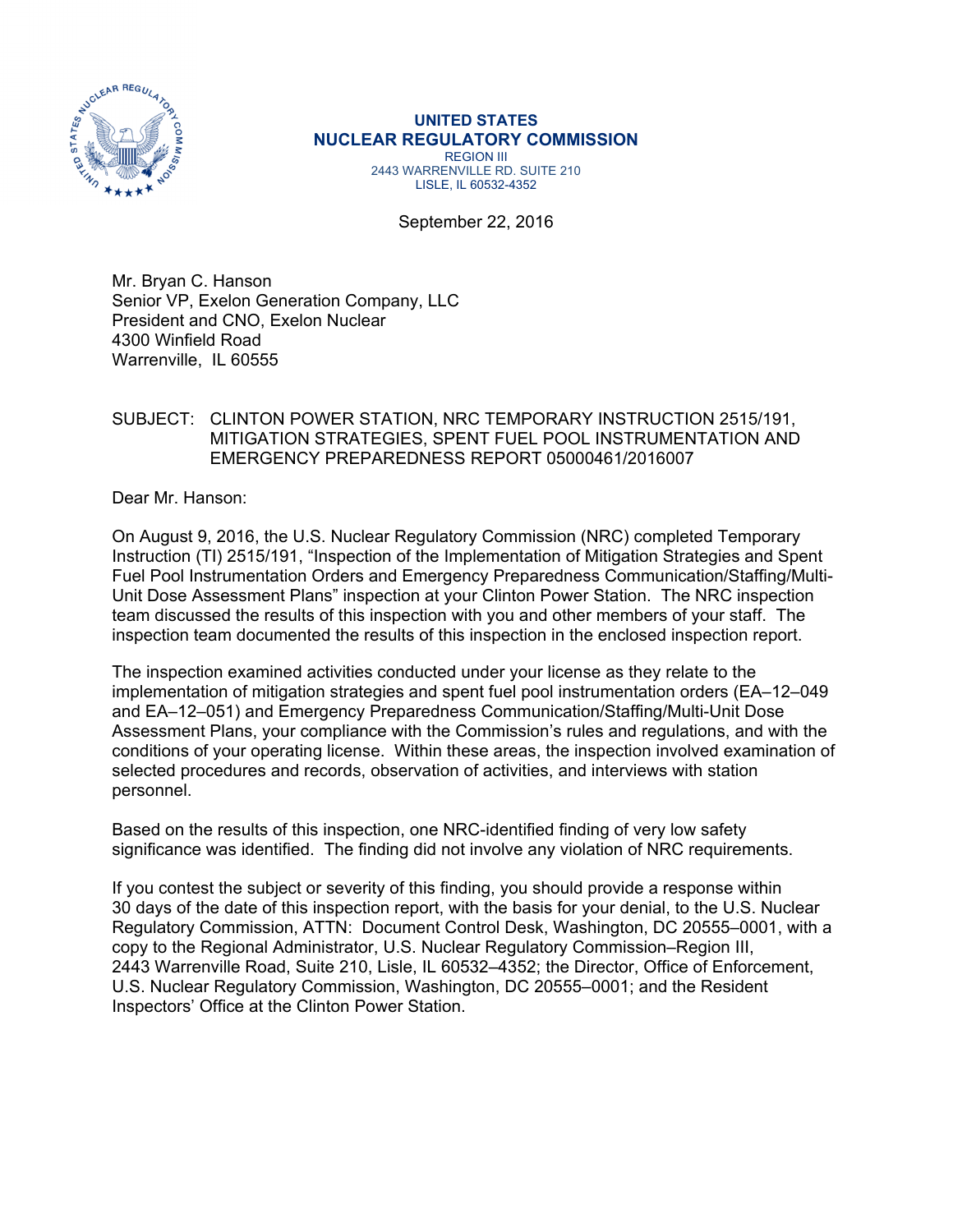**UNITED STATES**
**NUCLEAR REGULATORY COMMISSION**
REGION III
2443 WARRENVILLE RD. SUITE 210
LISLE, IL 60532-4352

September 22, 2016

Mr. Bryan C. Hanson
Senior VP, Exelon Generation Company, LLC
President and CNO, Exelon Nuclear
4300 Winfield Road
Warrenville, IL 60555

SUBJECT: CLINTON POWER STATION, NRC TEMPORARY INSTRUCTION 2515/191, MITIGATION STRATEGIES, SPENT FUEL POOL INSTRUMENTATION AND EMERGENCY PREPAREDNESS REPORT 05000461/2016007

Dear Mr. Hanson:

On August 9, 2016, the U.S. Nuclear Regulatory Commission (NRC) completed Temporary Instruction (TI) 2515/191, "Inspection of the Implementation of Mitigation Strategies and Spent Fuel Pool Instrumentation Orders and Emergency Preparedness Communication/Staffing/Multi-Unit Dose Assessment Plans" inspection at your Clinton Power Station. The NRC inspection team discussed the results of this inspection with you and other members of your staff. The inspection team documented the results of this inspection in the enclosed inspection report.

The inspection examined activities conducted under your license as they relate to the implementation of mitigation strategies and spent fuel pool instrumentation orders (EA–12–049 and EA–12–051) and Emergency Preparedness Communication/Staffing/Multi-Unit Dose Assessment Plans, your compliance with the Commission's rules and regulations, and with the conditions of your operating license. Within these areas, the inspection involved examination of selected procedures and records, observation of activities, and interviews with station personnel.

Based on the results of this inspection, one NRC-identified finding of very low safety significance was identified. The finding did not involve any violation of NRC requirements.

If you contest the subject or severity of this finding, you should provide a response within 30 days of the date of this inspection report, with the basis for your denial, to the U.S. Nuclear Regulatory Commission, ATTN: Document Control Desk, Washington, DC 20555–0001, with a copy to the Regional Administrator, U.S. Nuclear Regulatory Commission–Region III, 2443 Warrenville Road, Suite 210, Lisle, IL 60532–4352; the Director, Office of Enforcement, U.S. Nuclear Regulatory Commission, Washington, DC 20555–0001; and the Resident Inspectors' Office at the Clinton Power Station.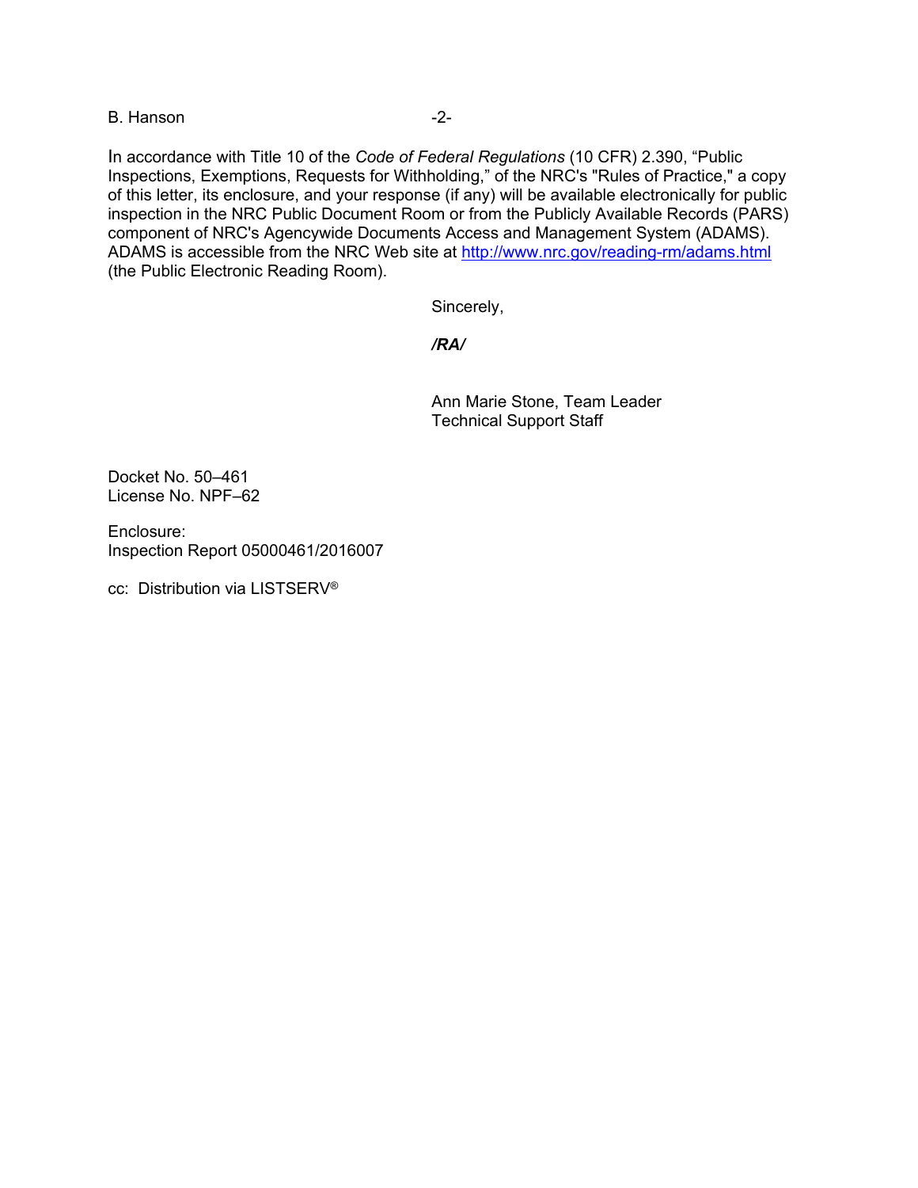In accordance with Title 10 of the *Code of Federal Regulations* (10 CFR) 2.390, "Public Inspections, Exemptions, Requests for Withholding," of the NRC's "Rules of Practice," a copy of this letter, its enclosure, and your response (if any) will be available electronically for public inspection in the NRC Public Document Room or from the Publicly Available Records (PARS) component of NRC's Agencywide Documents Access and Management System (ADAMS). ADAMS is accessible from the NRC Web site at http://www.nrc.gov/reading-rm/adams.html (the Public Electronic Reading Room).

Sincerely,

***/RA/***

Ann Marie Stone, Team Leader
Technical Support Staff

Docket No. 50–461
License No. NPF–62

Enclosure:
Inspection Report 05000461/2016007

cc: Distribution via LISTSERV®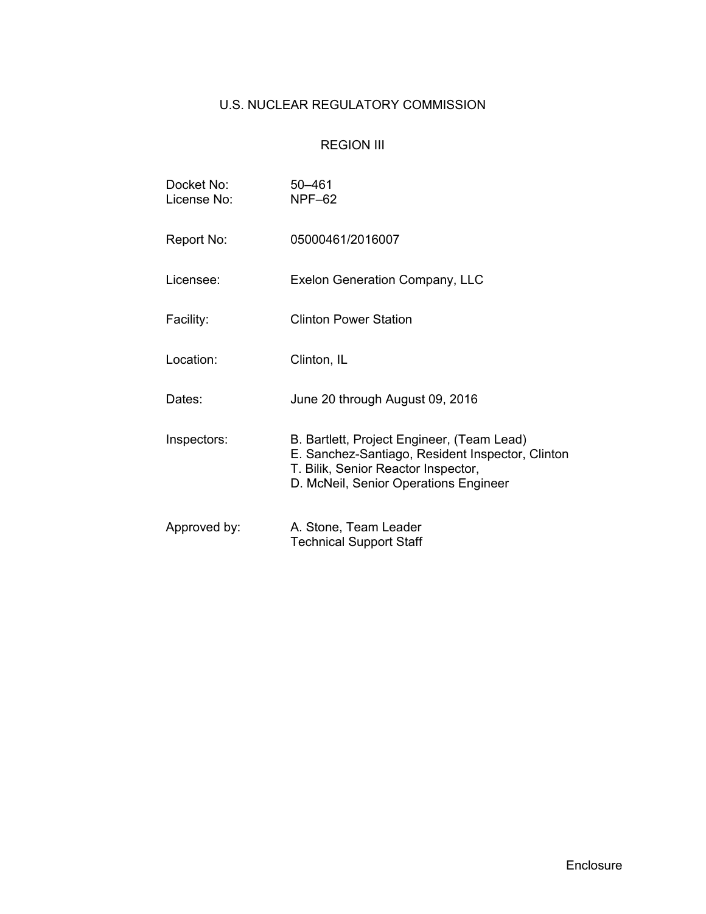# U.S. NUCLEAR REGULATORY COMMISSION

## REGION III

Docket No: 50–461
License No: NPF–62

Report No: 05000461/2016007

Licensee: Exelon Generation Company, LLC

Facility: Clinton Power Station

Location: Clinton, IL

Dates: June 20 through August 09, 2016

Inspectors: B. Bartlett, Project Engineer, (Team Lead)
E. Sanchez-Santiago, Resident Inspector, Clinton
T. Bilik, Senior Reactor Inspector,
D. McNeil, Senior Operations Engineer

Approved by: A. Stone, Team Leader
Technical Support Staff

Enclosure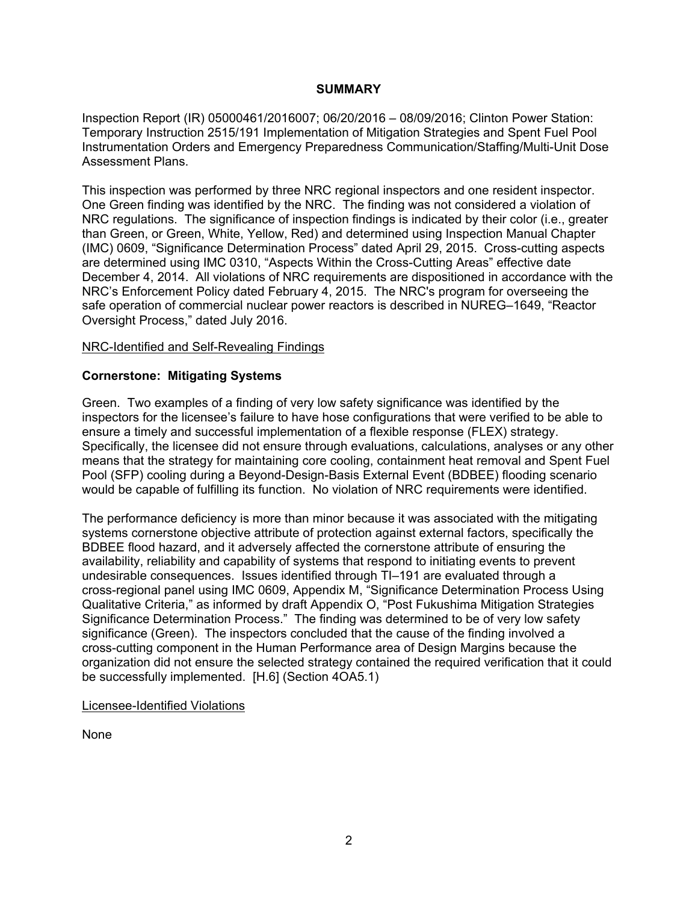## SUMMARY

Inspection Report (IR) 05000461/2016007; 06/20/2016 – 08/09/2016; Clinton Power Station: Temporary Instruction 2515/191 Implementation of Mitigation Strategies and Spent Fuel Pool Instrumentation Orders and Emergency Preparedness Communication/Staffing/Multi-Unit Dose Assessment Plans.

This inspection was performed by three NRC regional inspectors and one resident inspector. One Green finding was identified by the NRC. The finding was not considered a violation of NRC regulations. The significance of inspection findings is indicated by their color (i.e., greater than Green, or Green, White, Yellow, Red) and determined using Inspection Manual Chapter (IMC) 0609, "Significance Determination Process" dated April 29, 2015. Cross-cutting aspects are determined using IMC 0310, "Aspects Within the Cross-Cutting Areas" effective date December 4, 2014. All violations of NRC requirements are dispositioned in accordance with the NRC's Enforcement Policy dated February 4, 2015. The NRC's program for overseeing the safe operation of commercial nuclear power reactors is described in NUREG–1649, "Reactor Oversight Process," dated July 2016.

NRC-Identified and Self-Revealing Findings

**Cornerstone: Mitigating Systems**

Green. Two examples of a finding of very low safety significance was identified by the inspectors for the licensee's failure to have hose configurations that were verified to be able to ensure a timely and successful implementation of a flexible response (FLEX) strategy. Specifically, the licensee did not ensure through evaluations, calculations, analyses or any other means that the strategy for maintaining core cooling, containment heat removal and Spent Fuel Pool (SFP) cooling during a Beyond-Design-Basis External Event (BDBEE) flooding scenario would be capable of fulfilling its function. No violation of NRC requirements were identified.

The performance deficiency is more than minor because it was associated with the mitigating systems cornerstone objective attribute of protection against external factors, specifically the BDBEE flood hazard, and it adversely affected the cornerstone attribute of ensuring the availability, reliability and capability of systems that respond to initiating events to prevent undesirable consequences. Issues identified through TI–191 are evaluated through a cross-regional panel using IMC 0609, Appendix M, "Significance Determination Process Using Qualitative Criteria," as informed by draft Appendix O, "Post Fukushima Mitigation Strategies Significance Determination Process." The finding was determined to be of very low safety significance (Green). The inspectors concluded that the cause of the finding involved a cross-cutting component in the Human Performance area of Design Margins because the organization did not ensure the selected strategy contained the required verification that it could be successfully implemented. [H.6] (Section 4OA5.1)

Licensee-Identified Violations

None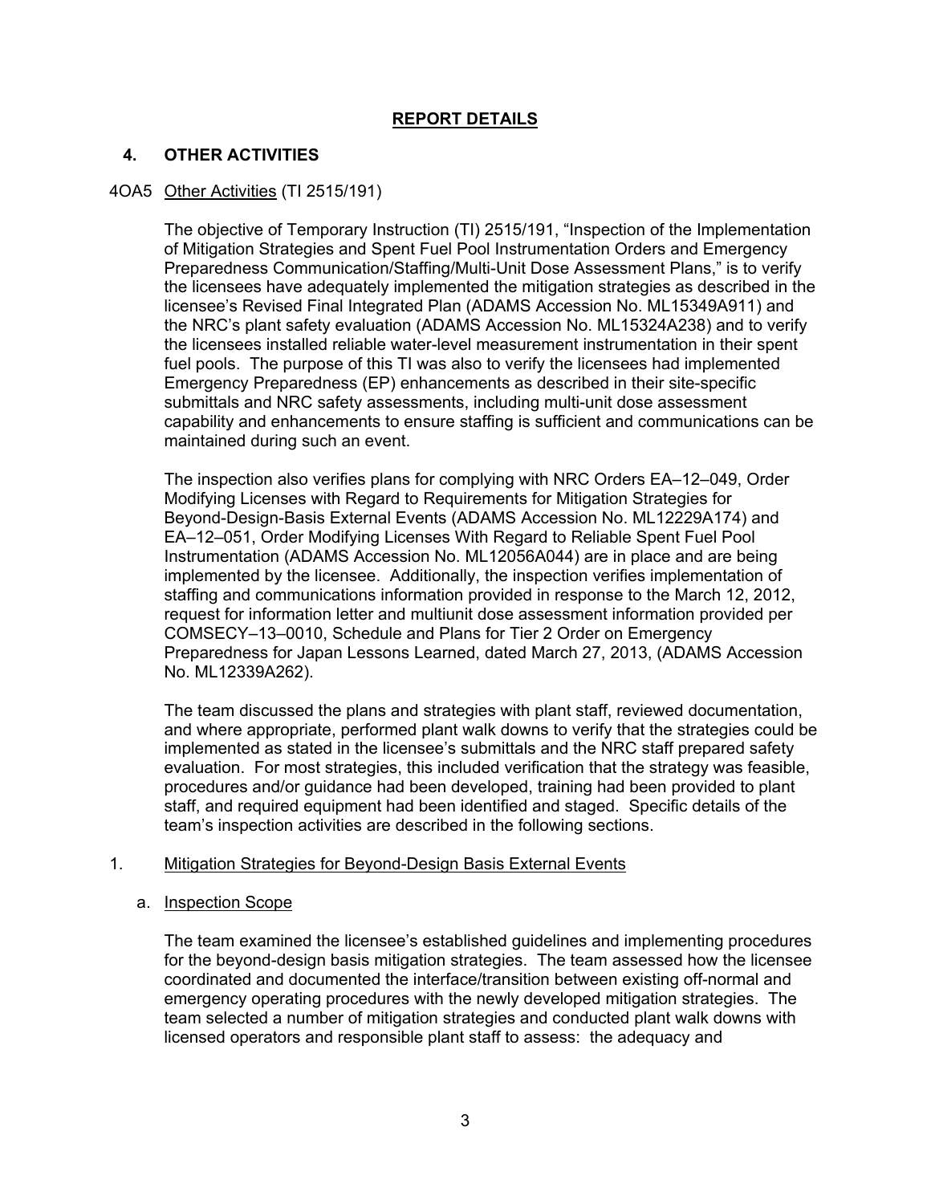## REPORT DETAILS

### 4. OTHER ACTIVITIES

4OA5 Other Activities (TI 2515/191)

The objective of Temporary Instruction (TI) 2515/191, "Inspection of the Implementation of Mitigation Strategies and Spent Fuel Pool Instrumentation Orders and Emergency Preparedness Communication/Staffing/Multi-Unit Dose Assessment Plans," is to verify the licensees have adequately implemented the mitigation strategies as described in the licensee's Revised Final Integrated Plan (ADAMS Accession No. ML15349A911) and the NRC's plant safety evaluation (ADAMS Accession No. ML15324A238) and to verify the licensees installed reliable water-level measurement instrumentation in their spent fuel pools. The purpose of this TI was also to verify the licensees had implemented Emergency Preparedness (EP) enhancements as described in their site-specific submittals and NRC safety assessments, including multi-unit dose assessment capability and enhancements to ensure staffing is sufficient and communications can be maintained during such an event.

The inspection also verifies plans for complying with NRC Orders EA–12–049, Order Modifying Licenses with Regard to Requirements for Mitigation Strategies for Beyond-Design-Basis External Events (ADAMS Accession No. ML12229A174) and EA–12–051, Order Modifying Licenses With Regard to Reliable Spent Fuel Pool Instrumentation (ADAMS Accession No. ML12056A044) are in place and are being implemented by the licensee. Additionally, the inspection verifies implementation of staffing and communications information provided in response to the March 12, 2012, request for information letter and multiunit dose assessment information provided per COMSECY–13–0010, Schedule and Plans for Tier 2 Order on Emergency Preparedness for Japan Lessons Learned, dated March 27, 2013, (ADAMS Accession No. ML12339A262).

The team discussed the plans and strategies with plant staff, reviewed documentation, and where appropriate, performed plant walk downs to verify that the strategies could be implemented as stated in the licensee's submittals and the NRC staff prepared safety evaluation. For most strategies, this included verification that the strategy was feasible, procedures and/or guidance had been developed, training had been provided to plant staff, and required equipment had been identified and staged. Specific details of the team's inspection activities are described in the following sections.

1. Mitigation Strategies for Beyond-Design Basis External Events

a. Inspection Scope

The team examined the licensee's established guidelines and implementing procedures for the beyond-design basis mitigation strategies. The team assessed how the licensee coordinated and documented the interface/transition between existing off-normal and emergency operating procedures with the newly developed mitigation strategies. The team selected a number of mitigation strategies and conducted plant walk downs with licensed operators and responsible plant staff to assess: the adequacy and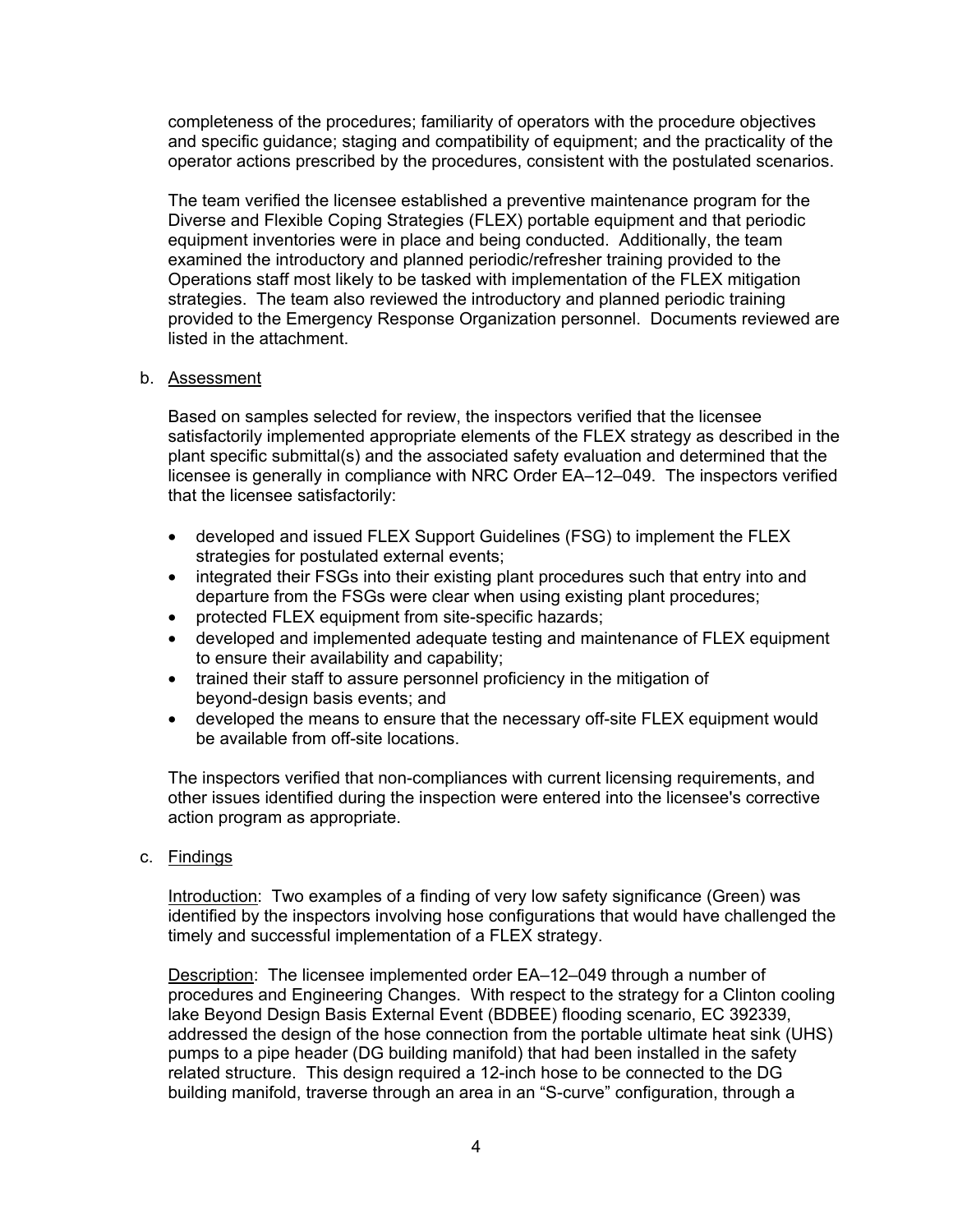completeness of the procedures; familiarity of operators with the procedure objectives and specific guidance; staging and compatibility of equipment; and the practicality of the operator actions prescribed by the procedures, consistent with the postulated scenarios.

The team verified the licensee established a preventive maintenance program for the Diverse and Flexible Coping Strategies (FLEX) portable equipment and that periodic equipment inventories were in place and being conducted. Additionally, the team examined the introductory and planned periodic/refresher training provided to the Operations staff most likely to be tasked with implementation of the FLEX mitigation strategies. The team also reviewed the introductory and planned periodic training provided to the Emergency Response Organization personnel. Documents reviewed are listed in the attachment.

b. Assessment

Based on samples selected for review, the inspectors verified that the licensee satisfactorily implemented appropriate elements of the FLEX strategy as described in the plant specific submittal(s) and the associated safety evaluation and determined that the licensee is generally in compliance with NRC Order EA–12–049. The inspectors verified that the licensee satisfactorily:

- developed and issued FLEX Support Guidelines (FSG) to implement the FLEX strategies for postulated external events;
- integrated their FSGs into their existing plant procedures such that entry into and departure from the FSGs were clear when using existing plant procedures;
- protected FLEX equipment from site-specific hazards;
- developed and implemented adequate testing and maintenance of FLEX equipment to ensure their availability and capability;
- trained their staff to assure personnel proficiency in the mitigation of beyond-design basis events; and
- developed the means to ensure that the necessary off-site FLEX equipment would be available from off-site locations.

The inspectors verified that non-compliances with current licensing requirements, and other issues identified during the inspection were entered into the licensee's corrective action program as appropriate.

c. Findings

Introduction: Two examples of a finding of very low safety significance (Green) was identified by the inspectors involving hose configurations that would have challenged the timely and successful implementation of a FLEX strategy.

Description: The licensee implemented order EA–12–049 through a number of procedures and Engineering Changes. With respect to the strategy for a Clinton cooling lake Beyond Design Basis External Event (BDBEE) flooding scenario, EC 392339, addressed the design of the hose connection from the portable ultimate heat sink (UHS) pumps to a pipe header (DG building manifold) that had been installed in the safety related structure. This design required a 12-inch hose to be connected to the DG building manifold, traverse through an area in an "S-curve" configuration, through a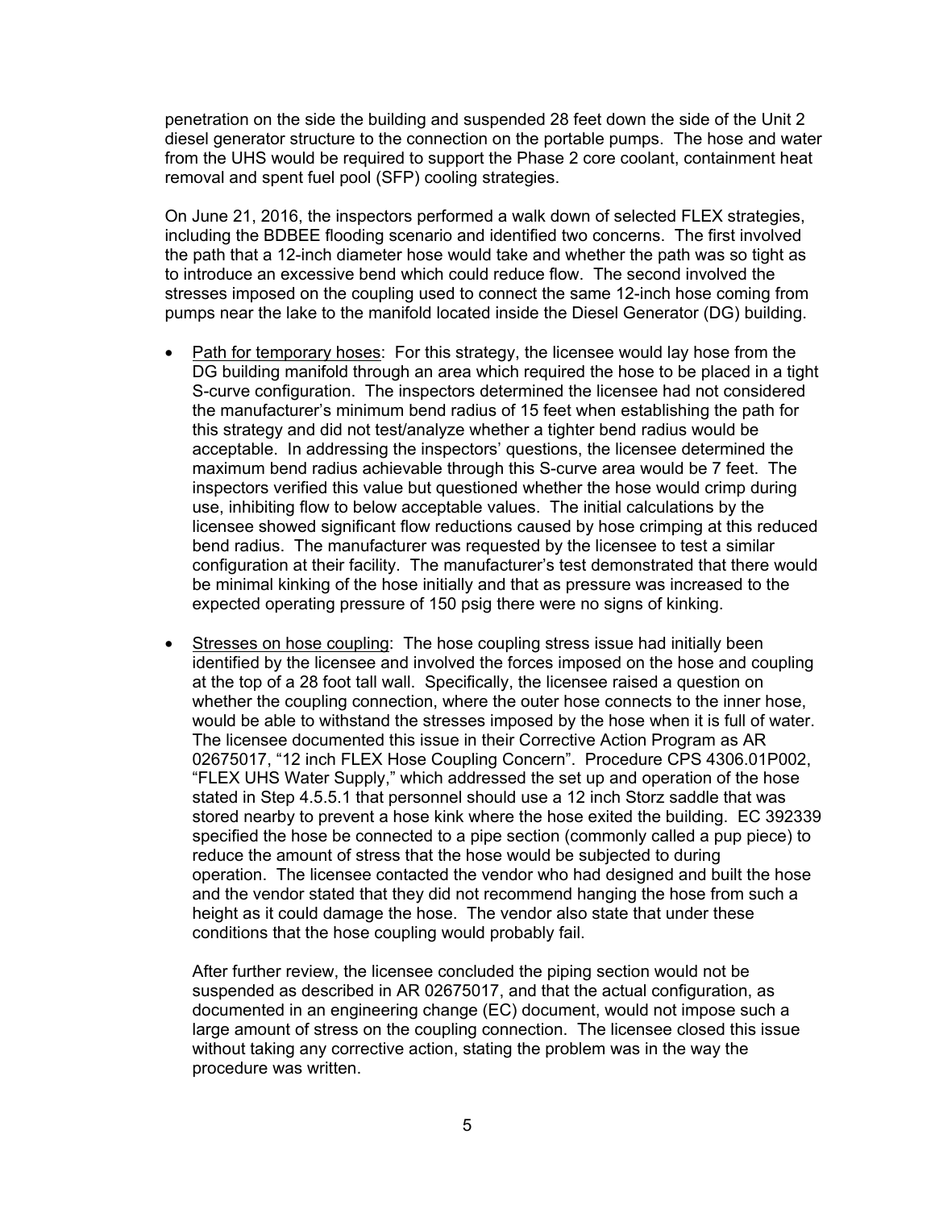penetration on the side the building and suspended 28 feet down the side of the Unit 2 diesel generator structure to the connection on the portable pumps. The hose and water from the UHS would be required to support the Phase 2 core coolant, containment heat removal and spent fuel pool (SFP) cooling strategies.

On June 21, 2016, the inspectors performed a walk down of selected FLEX strategies, including the BDBEE flooding scenario and identified two concerns. The first involved the path that a 12-inch diameter hose would take and whether the path was so tight as to introduce an excessive bend which could reduce flow. The second involved the stresses imposed on the coupling used to connect the same 12-inch hose coming from pumps near the lake to the manifold located inside the Diesel Generator (DG) building.

- Path for temporary hoses: For this strategy, the licensee would lay hose from the DG building manifold through an area which required the hose to be placed in a tight S-curve configuration. The inspectors determined the licensee had not considered the manufacturer's minimum bend radius of 15 feet when establishing the path for this strategy and did not test/analyze whether a tighter bend radius would be acceptable. In addressing the inspectors' questions, the licensee determined the maximum bend radius achievable through this S-curve area would be 7 feet. The inspectors verified this value but questioned whether the hose would crimp during use, inhibiting flow to below acceptable values. The initial calculations by the licensee showed significant flow reductions caused by hose crimping at this reduced bend radius. The manufacturer was requested by the licensee to test a similar configuration at their facility. The manufacturer's test demonstrated that there would be minimal kinking of the hose initially and that as pressure was increased to the expected operating pressure of 150 psig there were no signs of kinking.

- Stresses on hose coupling: The hose coupling stress issue had initially been identified by the licensee and involved the forces imposed on the hose and coupling at the top of a 28 foot tall wall. Specifically, the licensee raised a question on whether the coupling connection, where the outer hose connects to the inner hose, would be able to withstand the stresses imposed by the hose when it is full of water. The licensee documented this issue in their Corrective Action Program as AR 02675017, "12 inch FLEX Hose Coupling Concern". Procedure CPS 4306.01P002, "FLEX UHS Water Supply," which addressed the set up and operation of the hose stated in Step 4.5.5.1 that personnel should use a 12 inch Storz saddle that was stored nearby to prevent a hose kink where the hose exited the building. EC 392339 specified the hose be connected to a pipe section (commonly called a pup piece) to reduce the amount of stress that the hose would be subjected to during operation. The licensee contacted the vendor who had designed and built the hose and the vendor stated that they did not recommend hanging the hose from such a height as it could damage the hose. The vendor also state that under these conditions that the hose coupling would probably fail.

  After further review, the licensee concluded the piping section would not be suspended as described in AR 02675017, and that the actual configuration, as documented in an engineering change (EC) document, would not impose such a large amount of stress on the coupling connection. The licensee closed this issue without taking any corrective action, stating the problem was in the way the procedure was written.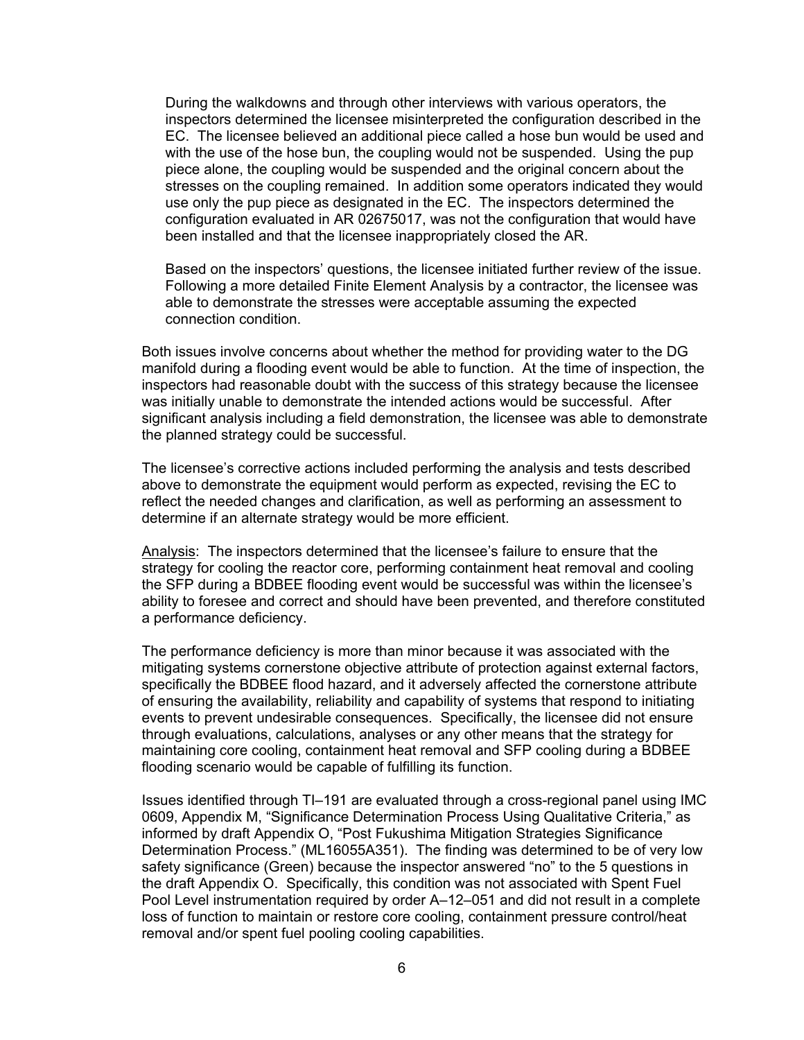During the walkdowns and through other interviews with various operators, the inspectors determined the licensee misinterpreted the configuration described in the EC. The licensee believed an additional piece called a hose bun would be used and with the use of the hose bun, the coupling would not be suspended. Using the pup piece alone, the coupling would be suspended and the original concern about the stresses on the coupling remained. In addition some operators indicated they would use only the pup piece as designated in the EC. The inspectors determined the configuration evaluated in AR 02675017, was not the configuration that would have been installed and that the licensee inappropriately closed the AR.

Based on the inspectors' questions, the licensee initiated further review of the issue. Following a more detailed Finite Element Analysis by a contractor, the licensee was able to demonstrate the stresses were acceptable assuming the expected connection condition.

Both issues involve concerns about whether the method for providing water to the DG manifold during a flooding event would be able to function. At the time of inspection, the inspectors had reasonable doubt with the success of this strategy because the licensee was initially unable to demonstrate the intended actions would be successful. After significant analysis including a field demonstration, the licensee was able to demonstrate the planned strategy could be successful.

The licensee's corrective actions included performing the analysis and tests described above to demonstrate the equipment would perform as expected, revising the EC to reflect the needed changes and clarification, as well as performing an assessment to determine if an alternate strategy would be more efficient.

Analysis: The inspectors determined that the licensee's failure to ensure that the strategy for cooling the reactor core, performing containment heat removal and cooling the SFP during a BDBEE flooding event would be successful was within the licensee's ability to foresee and correct and should have been prevented, and therefore constituted a performance deficiency.

The performance deficiency is more than minor because it was associated with the mitigating systems cornerstone objective attribute of protection against external factors, specifically the BDBEE flood hazard, and it adversely affected the cornerstone attribute of ensuring the availability, reliability and capability of systems that respond to initiating events to prevent undesirable consequences. Specifically, the licensee did not ensure through evaluations, calculations, analyses or any other means that the strategy for maintaining core cooling, containment heat removal and SFP cooling during a BDBEE flooding scenario would be capable of fulfilling its function.

Issues identified through TI–191 are evaluated through a cross-regional panel using IMC 0609, Appendix M, "Significance Determination Process Using Qualitative Criteria," as informed by draft Appendix O, "Post Fukushima Mitigation Strategies Significance Determination Process." (ML16055A351). The finding was determined to be of very low safety significance (Green) because the inspector answered "no" to the 5 questions in the draft Appendix O. Specifically, this condition was not associated with Spent Fuel Pool Level instrumentation required by order A–12–051 and did not result in a complete loss of function to maintain or restore core cooling, containment pressure control/heat removal and/or spent fuel pooling cooling capabilities.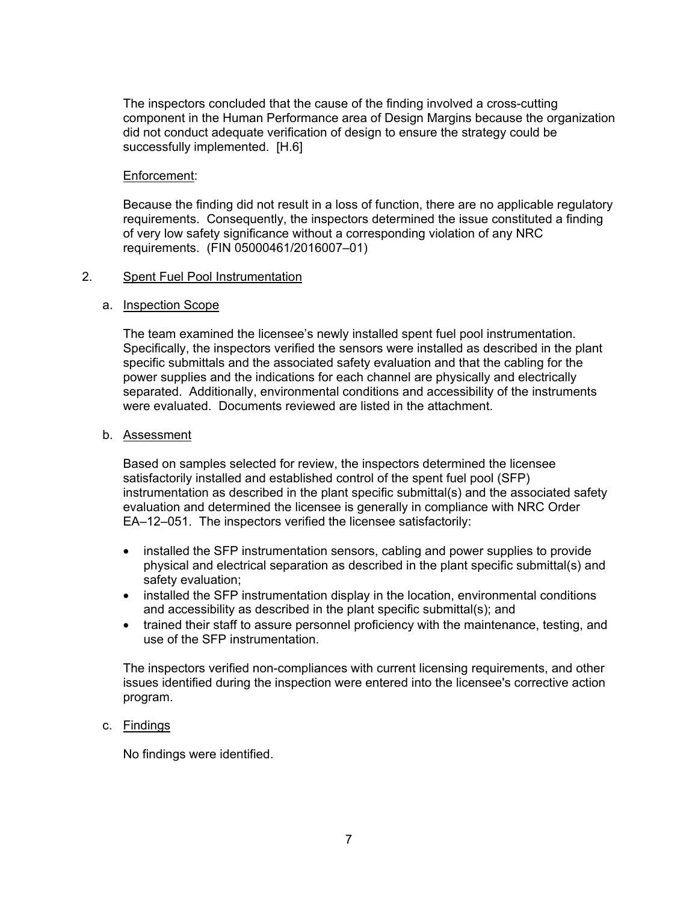The inspectors concluded that the cause of the finding involved a cross-cutting component in the Human Performance area of Design Margins because the organization did not conduct adequate verification of design to ensure the strategy could be successfully implemented. [H.6]

Enforcement:

Because the finding did not result in a loss of function, there are no applicable regulatory requirements. Consequently, the inspectors determined the issue constituted a finding of very low safety significance without a corresponding violation of any NRC requirements. (FIN 05000461/2016007–01)

2. Spent Fuel Pool Instrumentation

a. Inspection Scope

The team examined the licensee's newly installed spent fuel pool instrumentation. Specifically, the inspectors verified the sensors were installed as described in the plant specific submittals and the associated safety evaluation and that the cabling for the power supplies and the indications for each channel are physically and electrically separated. Additionally, environmental conditions and accessibility of the instruments were evaluated. Documents reviewed are listed in the attachment.

b. Assessment

Based on samples selected for review, the inspectors determined the licensee satisfactorily installed and established control of the spent fuel pool (SFP) instrumentation as described in the plant specific submittal(s) and the associated safety evaluation and determined the licensee is generally in compliance with NRC Order EA–12–051. The inspectors verified the licensee satisfactorily:

- installed the SFP instrumentation sensors, cabling and power supplies to provide physical and electrical separation as described in the plant specific submittal(s) and safety evaluation;
- installed the SFP instrumentation display in the location, environmental conditions and accessibility as described in the plant specific submittal(s); and
- trained their staff to assure personnel proficiency with the maintenance, testing, and use of the SFP instrumentation.

The inspectors verified non-compliances with current licensing requirements, and other issues identified during the inspection were entered into the licensee's corrective action program.

c. Findings

No findings were identified.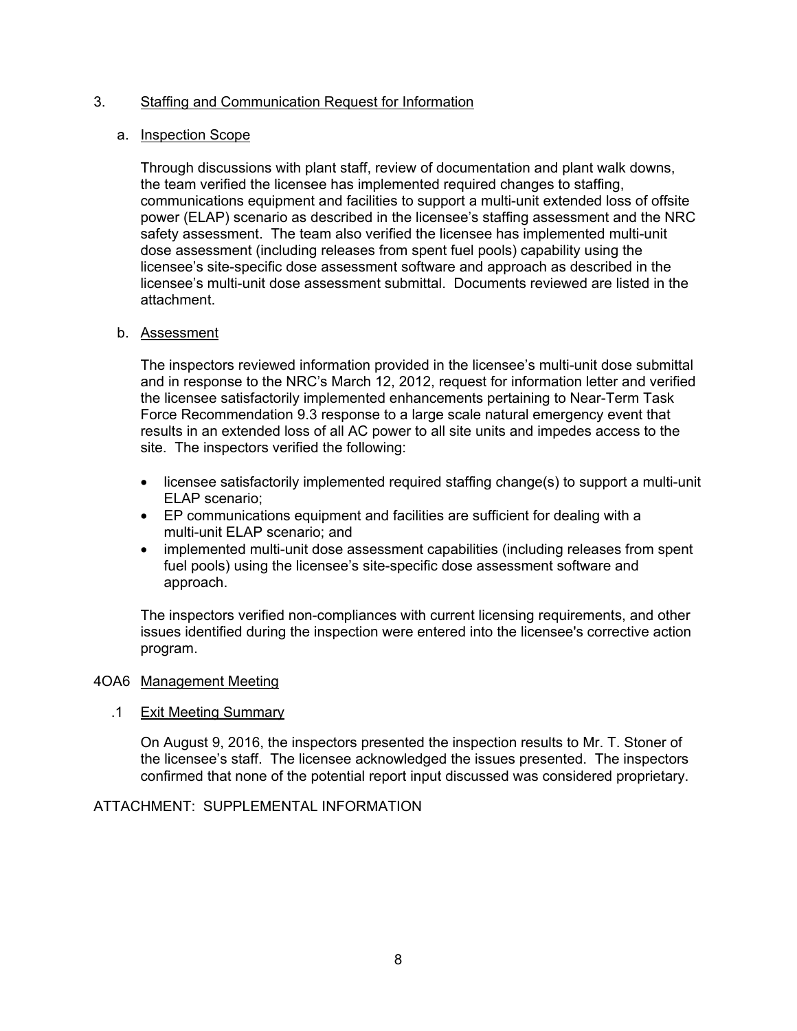## 3. Staffing and Communication Request for Information

### a. Inspection Scope

Through discussions with plant staff, review of documentation and plant walk downs, the team verified the licensee has implemented required changes to staffing, communications equipment and facilities to support a multi-unit extended loss of offsite power (ELAP) scenario as described in the licensee's staffing assessment and the NRC safety assessment. The team also verified the licensee has implemented multi-unit dose assessment (including releases from spent fuel pools) capability using the licensee's site-specific dose assessment software and approach as described in the licensee's multi-unit dose assessment submittal. Documents reviewed are listed in the attachment.

### b. Assessment

The inspectors reviewed information provided in the licensee's multi-unit dose submittal and in response to the NRC's March 12, 2012, request for information letter and verified the licensee satisfactorily implemented enhancements pertaining to Near-Term Task Force Recommendation 9.3 response to a large scale natural emergency event that results in an extended loss of all AC power to all site units and impedes access to the site. The inspectors verified the following:

- licensee satisfactorily implemented required staffing change(s) to support a multi-unit ELAP scenario;
- EP communications equipment and facilities are sufficient for dealing with a multi-unit ELAP scenario; and
- implemented multi-unit dose assessment capabilities (including releases from spent fuel pools) using the licensee's site-specific dose assessment software and approach.

The inspectors verified non-compliances with current licensing requirements, and other issues identified during the inspection were entered into the licensee's corrective action program.

## 4OA6 Management Meeting

### .1 Exit Meeting Summary

On August 9, 2016, the inspectors presented the inspection results to Mr. T. Stoner of the licensee's staff. The licensee acknowledged the issues presented. The inspectors confirmed that none of the potential report input discussed was considered proprietary.

ATTACHMENT: SUPPLEMENTAL INFORMATION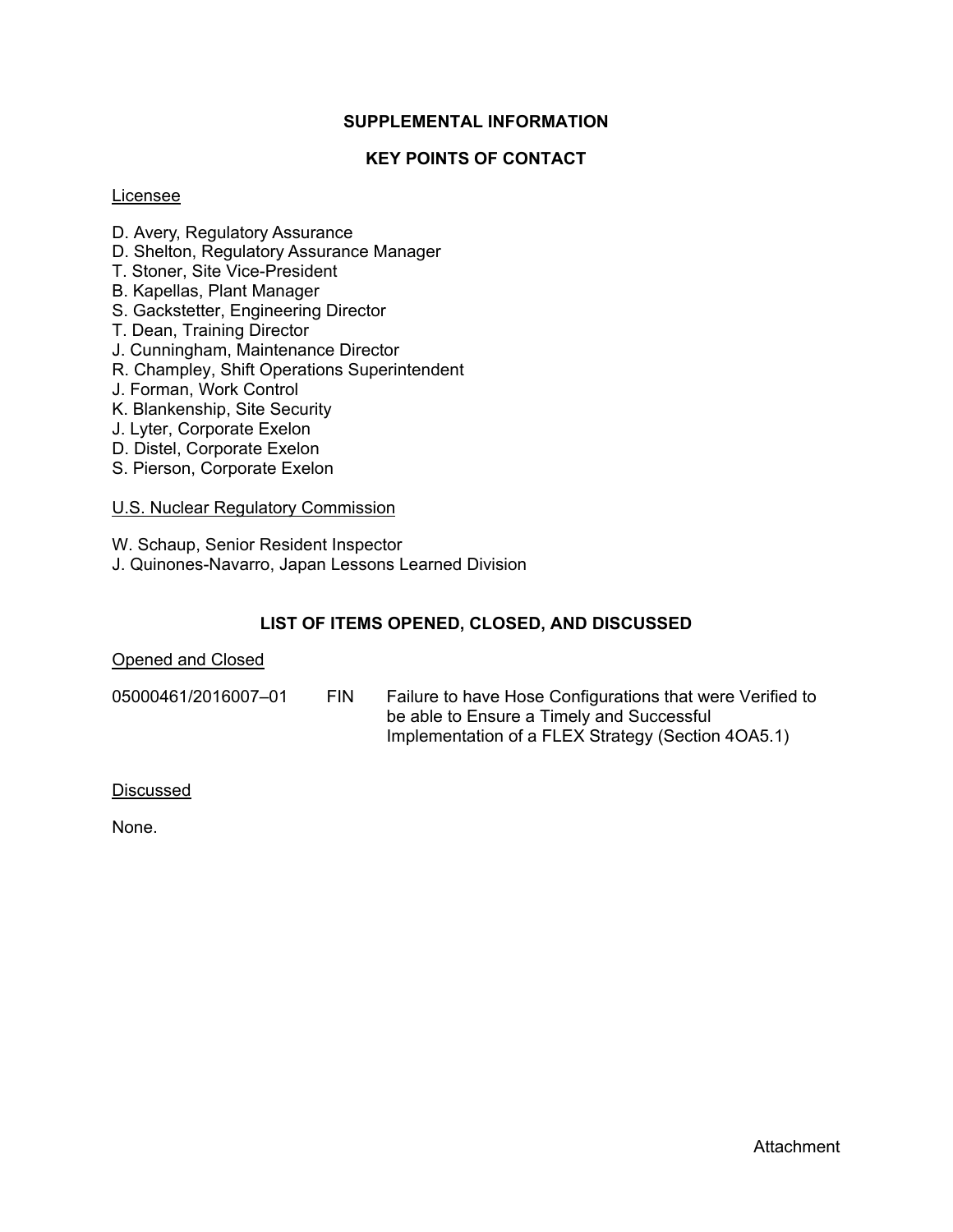## SUPPLEMENTAL INFORMATION

### KEY POINTS OF CONTACT

Licensee

D. Avery, Regulatory Assurance
D. Shelton, Regulatory Assurance Manager
T. Stoner, Site Vice-President
B. Kapellas, Plant Manager
S. Gackstetter, Engineering Director
T. Dean, Training Director
J. Cunningham, Maintenance Director
R. Champley, Shift Operations Superintendent
J. Forman, Work Control
K. Blankenship, Site Security
J. Lyter, Corporate Exelon
D. Distel, Corporate Exelon
S. Pierson, Corporate Exelon

U.S. Nuclear Regulatory Commission

W. Schaup, Senior Resident Inspector
J. Quinones-Navarro, Japan Lessons Learned Division

### LIST OF ITEMS OPENED, CLOSED, AND DISCUSSED

Opened and Closed

| | | |
|---|---|---|
| 05000461/2016007–01 | FIN | Failure to have Hose Configurations that were Verified to be able to Ensure a Timely and Successful Implementation of a FLEX Strategy (Section 4OA5.1) |

Discussed

None.

Attachment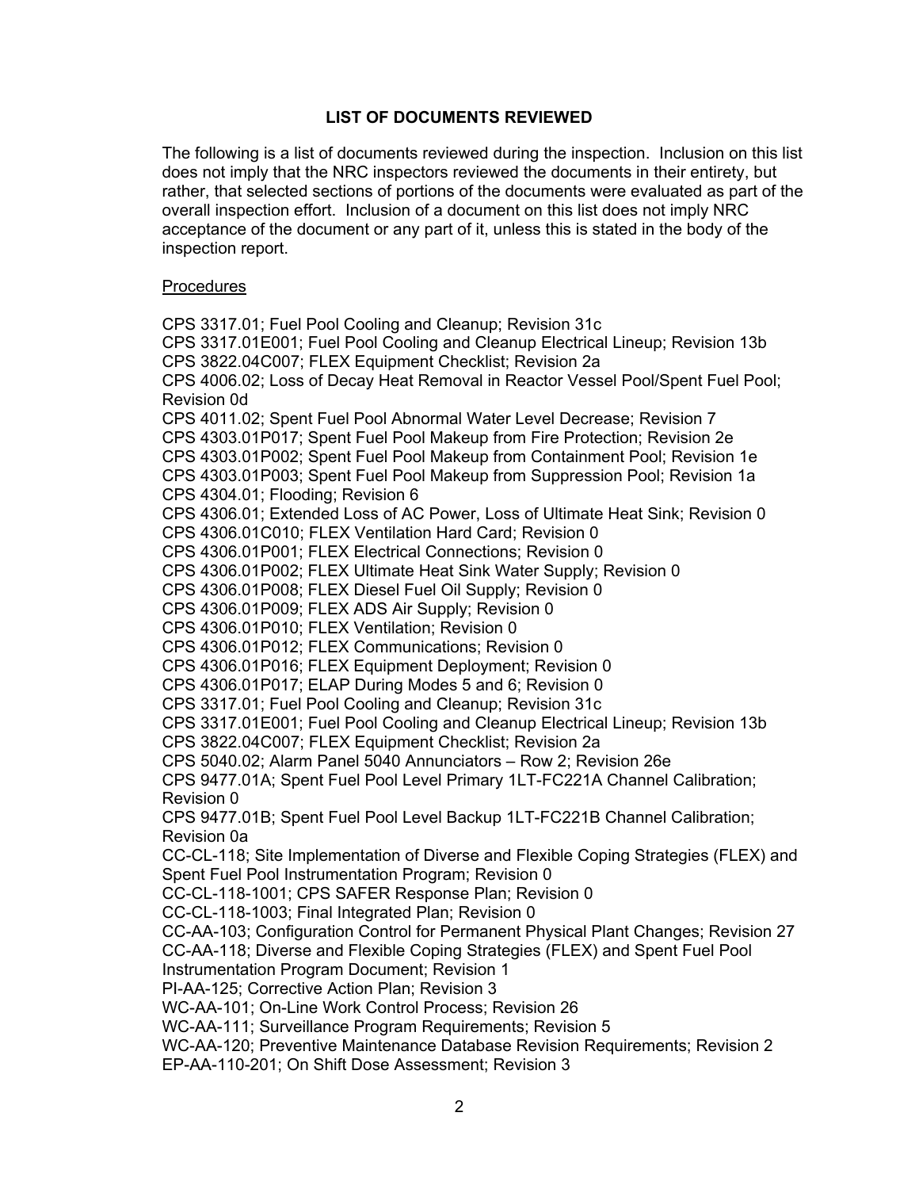## LIST OF DOCUMENTS REVIEWED

The following is a list of documents reviewed during the inspection. Inclusion on this list does not imply that the NRC inspectors reviewed the documents in their entirety, but rather, that selected sections of portions of the documents were evaluated as part of the overall inspection effort. Inclusion of a document on this list does not imply NRC acceptance of the document or any part of it, unless this is stated in the body of the inspection report.

<u>Procedures</u>

CPS 3317.01; Fuel Pool Cooling and Cleanup; Revision 31c
CPS 3317.01E001; Fuel Pool Cooling and Cleanup Electrical Lineup; Revision 13b
CPS 3822.04C007; FLEX Equipment Checklist; Revision 2a
CPS 4006.02; Loss of Decay Heat Removal in Reactor Vessel Pool/Spent Fuel Pool; Revision 0d
CPS 4011.02; Spent Fuel Pool Abnormal Water Level Decrease; Revision 7
CPS 4303.01P017; Spent Fuel Pool Makeup from Fire Protection; Revision 2e
CPS 4303.01P002; Spent Fuel Pool Makeup from Containment Pool; Revision 1e
CPS 4303.01P003; Spent Fuel Pool Makeup from Suppression Pool; Revision 1a
CPS 4304.01; Flooding; Revision 6
CPS 4306.01; Extended Loss of AC Power, Loss of Ultimate Heat Sink; Revision 0
CPS 4306.01C010; FLEX Ventilation Hard Card; Revision 0
CPS 4306.01P001; FLEX Electrical Connections; Revision 0
CPS 4306.01P002; FLEX Ultimate Heat Sink Water Supply; Revision 0
CPS 4306.01P008; FLEX Diesel Fuel Oil Supply; Revision 0
CPS 4306.01P009; FLEX ADS Air Supply; Revision 0
CPS 4306.01P010; FLEX Ventilation; Revision 0
CPS 4306.01P012; FLEX Communications; Revision 0
CPS 4306.01P016; FLEX Equipment Deployment; Revision 0
CPS 4306.01P017; ELAP During Modes 5 and 6; Revision 0
CPS 3317.01; Fuel Pool Cooling and Cleanup; Revision 31c
CPS 3317.01E001; Fuel Pool Cooling and Cleanup Electrical Lineup; Revision 13b
CPS 3822.04C007; FLEX Equipment Checklist; Revision 2a
CPS 5040.02; Alarm Panel 5040 Annunciators – Row 2; Revision 26e
CPS 9477.01A; Spent Fuel Pool Level Primary 1LT-FC221A Channel Calibration; Revision 0
CPS 9477.01B; Spent Fuel Pool Level Backup 1LT-FC221B Channel Calibration; Revision 0a
CC-CL-118; Site Implementation of Diverse and Flexible Coping Strategies (FLEX) and Spent Fuel Pool Instrumentation Program; Revision 0
CC-CL-118-1001; CPS SAFER Response Plan; Revision 0
CC-CL-118-1003; Final Integrated Plan; Revision 0
CC-AA-103; Configuration Control for Permanent Physical Plant Changes; Revision 27
CC-AA-118; Diverse and Flexible Coping Strategies (FLEX) and Spent Fuel Pool Instrumentation Program Document; Revision 1
PI-AA-125; Corrective Action Plan; Revision 3
WC-AA-101; On-Line Work Control Process; Revision 26
WC-AA-111; Surveillance Program Requirements; Revision 5
WC-AA-120; Preventive Maintenance Database Revision Requirements; Revision 2
EP-AA-110-201; On Shift Dose Assessment; Revision 3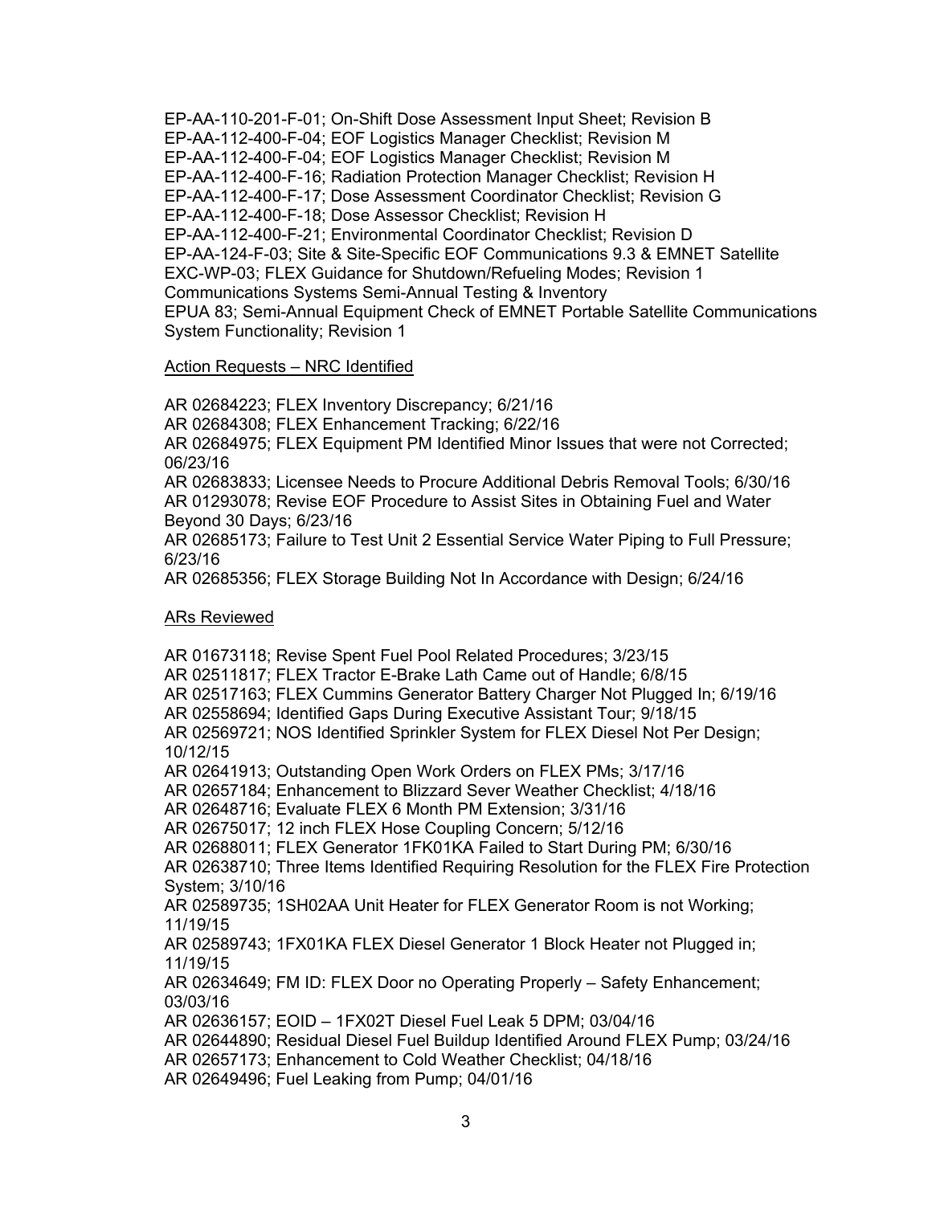EP-AA-110-201-F-01; On-Shift Dose Assessment Input Sheet; Revision B
EP-AA-112-400-F-04; EOF Logistics Manager Checklist; Revision M
EP-AA-112-400-F-04; EOF Logistics Manager Checklist; Revision M
EP-AA-112-400-F-16; Radiation Protection Manager Checklist; Revision H
EP-AA-112-400-F-17; Dose Assessment Coordinator Checklist; Revision G
EP-AA-112-400-F-18; Dose Assessor Checklist; Revision H
EP-AA-112-400-F-21; Environmental Coordinator Checklist; Revision D
EP-AA-124-F-03; Site & Site-Specific EOF Communications 9.3 & EMNET Satellite
EXC-WP-03; FLEX Guidance for Shutdown/Refueling Modes; Revision 1
Communications Systems Semi-Annual Testing & Inventory
EPUA 83; Semi-Annual Equipment Check of EMNET Portable Satellite Communications System Functionality; Revision 1

<u>Action Requests – NRC Identified</u>

AR 02684223; FLEX Inventory Discrepancy; 6/21/16
AR 02684308; FLEX Enhancement Tracking; 6/22/16
AR 02684975; FLEX Equipment PM Identified Minor Issues that were not Corrected; 06/23/16
AR 02683833; Licensee Needs to Procure Additional Debris Removal Tools; 6/30/16
AR 01293078; Revise EOF Procedure to Assist Sites in Obtaining Fuel and Water Beyond 30 Days; 6/23/16
AR 02685173; Failure to Test Unit 2 Essential Service Water Piping to Full Pressure; 6/23/16
AR 02685356; FLEX Storage Building Not In Accordance with Design; 6/24/16

<u>ARs Reviewed</u>

AR 01673118; Revise Spent Fuel Pool Related Procedures; 3/23/15
AR 02511817; FLEX Tractor E-Brake Lath Came out of Handle; 6/8/15
AR 02517163; FLEX Cummins Generator Battery Charger Not Plugged In; 6/19/16
AR 02558694; Identified Gaps During Executive Assistant Tour; 9/18/15
AR 02569721; NOS Identified Sprinkler System for FLEX Diesel Not Per Design; 10/12/15
AR 02641913; Outstanding Open Work Orders on FLEX PMs; 3/17/16
AR 02657184; Enhancement to Blizzard Sever Weather Checklist; 4/18/16
AR 02648716; Evaluate FLEX 6 Month PM Extension; 3/31/16
AR 02675017; 12 inch FLEX Hose Coupling Concern; 5/12/16
AR 02688011; FLEX Generator 1FK01KA Failed to Start During PM; 6/30/16
AR 02638710; Three Items Identified Requiring Resolution for the FLEX Fire Protection System; 3/10/16
AR 02589735; 1SH02AA Unit Heater for FLEX Generator Room is not Working; 11/19/15
AR 02589743; 1FX01KA FLEX Diesel Generator 1 Block Heater not Plugged in; 11/19/15
AR 02634649; FM ID: FLEX Door no Operating Properly – Safety Enhancement; 03/03/16
AR 02636157; EOID – 1FX02T Diesel Fuel Leak 5 DPM; 03/04/16
AR 02644890; Residual Diesel Fuel Buildup Identified Around FLEX Pump; 03/24/16
AR 02657173; Enhancement to Cold Weather Checklist; 04/18/16
AR 02649496; Fuel Leaking from Pump; 04/01/16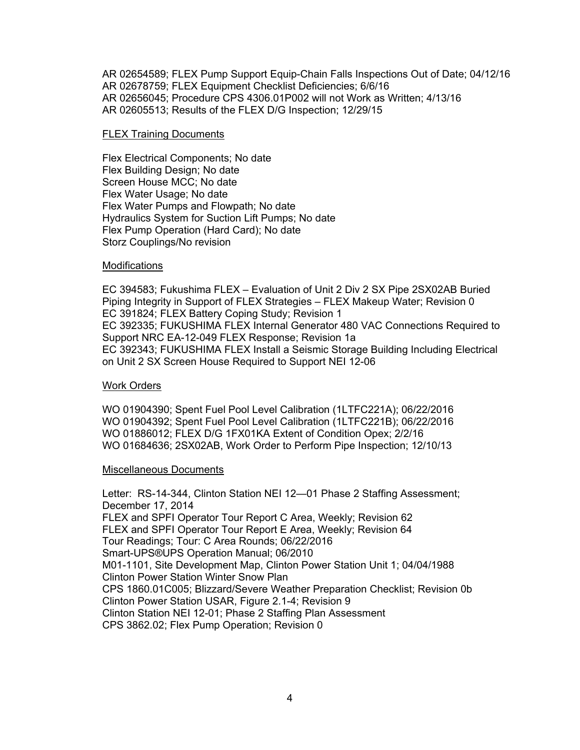AR 02654589; FLEX Pump Support Equip-Chain Falls Inspections Out of Date; 04/12/16
AR 02678759; FLEX Equipment Checklist Deficiencies; 6/6/16
AR 02656045; Procedure CPS 4306.01P002 will not Work as Written; 4/13/16
AR 02605513; Results of the FLEX D/G Inspection; 12/29/15

FLEX Training Documents

Flex Electrical Components; No date
Flex Building Design; No date
Screen House MCC; No date
Flex Water Usage; No date
Flex Water Pumps and Flowpath; No date
Hydraulics System for Suction Lift Pumps; No date
Flex Pump Operation (Hard Card); No date
Storz Couplings/No revision

Modifications

EC 394583; Fukushima FLEX – Evaluation of Unit 2 Div 2 SX Pipe 2SX02AB Buried Piping Integrity in Support of FLEX Strategies – FLEX Makeup Water; Revision 0
EC 391824; FLEX Battery Coping Study; Revision 1
EC 392335; FUKUSHIMA FLEX Internal Generator 480 VAC Connections Required to Support NRC EA-12-049 FLEX Response; Revision 1a
EC 392343; FUKUSHIMA FLEX Install a Seismic Storage Building Including Electrical on Unit 2 SX Screen House Required to Support NEI 12-06

Work Orders

WO 01904390; Spent Fuel Pool Level Calibration (1LTFC221A); 06/22/2016
WO 01904392; Spent Fuel Pool Level Calibration (1LTFC221B); 06/22/2016
WO 01886012; FLEX D/G 1FX01KA Extent of Condition Opex; 2/2/16
WO 01684636; 2SX02AB, Work Order to Perform Pipe Inspection; 12/10/13

Miscellaneous Documents

Letter: RS-14-344, Clinton Station NEI 12—01 Phase 2 Staffing Assessment; December 17, 2014
FLEX and SPFI Operator Tour Report C Area, Weekly; Revision 62
FLEX and SPFI Operator Tour Report E Area, Weekly; Revision 64
Tour Readings; Tour: C Area Rounds; 06/22/2016
Smart-UPS®UPS Operation Manual; 06/2010
M01-1101, Site Development Map, Clinton Power Station Unit 1; 04/04/1988
Clinton Power Station Winter Snow Plan
CPS 1860.01C005; Blizzard/Severe Weather Preparation Checklist; Revision 0b
Clinton Power Station USAR, Figure 2.1-4; Revision 9
Clinton Station NEI 12-01; Phase 2 Staffing Plan Assessment
CPS 3862.02; Flex Pump Operation; Revision 0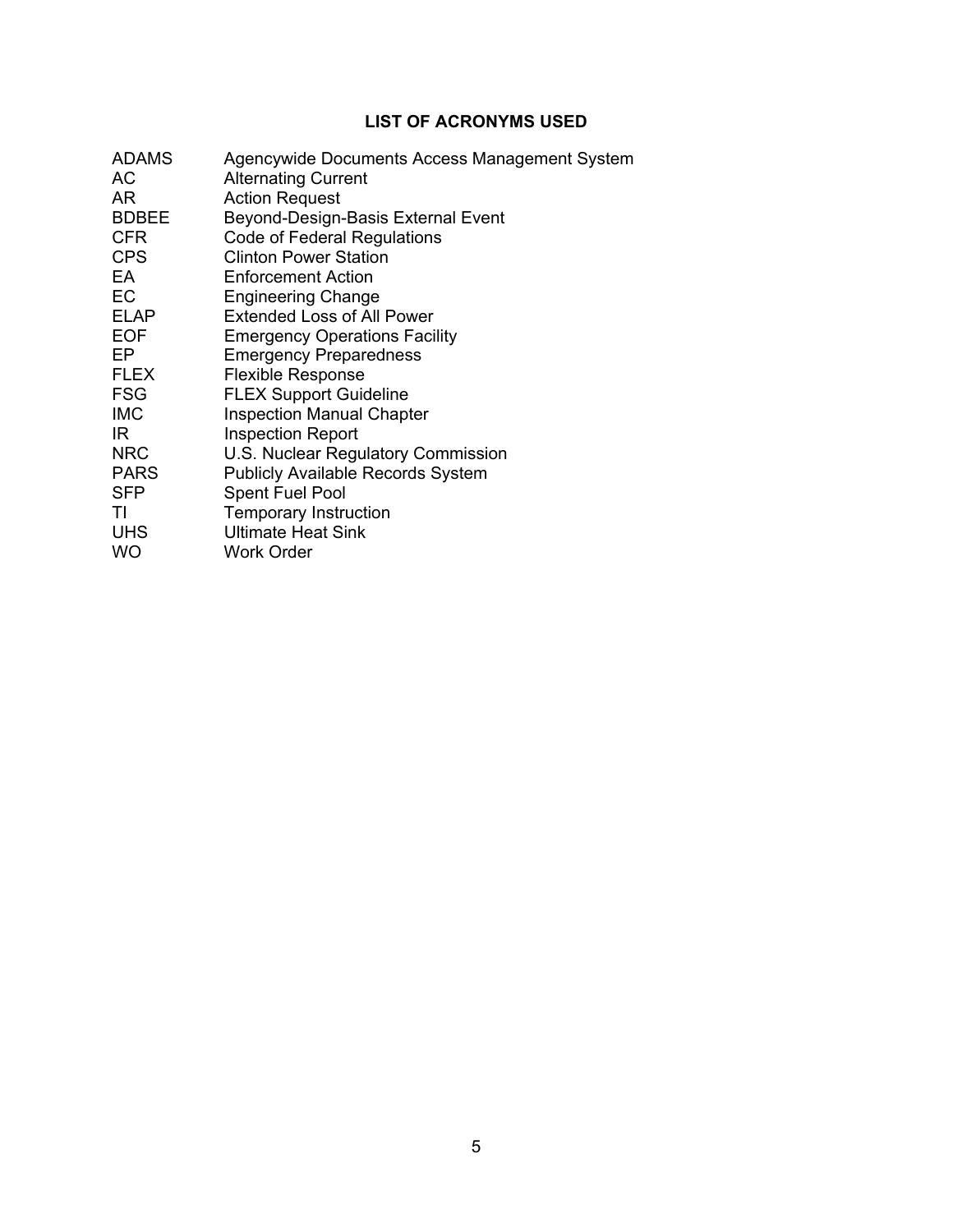## LIST OF ACRONYMS USED

| | |
|---|---|
| ADAMS | Agencywide Documents Access Management System |
| AC | Alternating Current |
| AR | Action Request |
| BDBEE | Beyond-Design-Basis External Event |
| CFR | Code of Federal Regulations |
| CPS | Clinton Power Station |
| EA | Enforcement Action |
| EC | Engineering Change |
| ELAP | Extended Loss of All Power |
| EOF | Emergency Operations Facility |
| EP | Emergency Preparedness |
| FLEX | Flexible Response |
| FSG | FLEX Support Guideline |
| IMC | Inspection Manual Chapter |
| IR | Inspection Report |
| NRC | U.S. Nuclear Regulatory Commission |
| PARS | Publicly Available Records System |
| SFP | Spent Fuel Pool |
| TI | Temporary Instruction |
| UHS | Ultimate Heat Sink |
| WO | Work Order |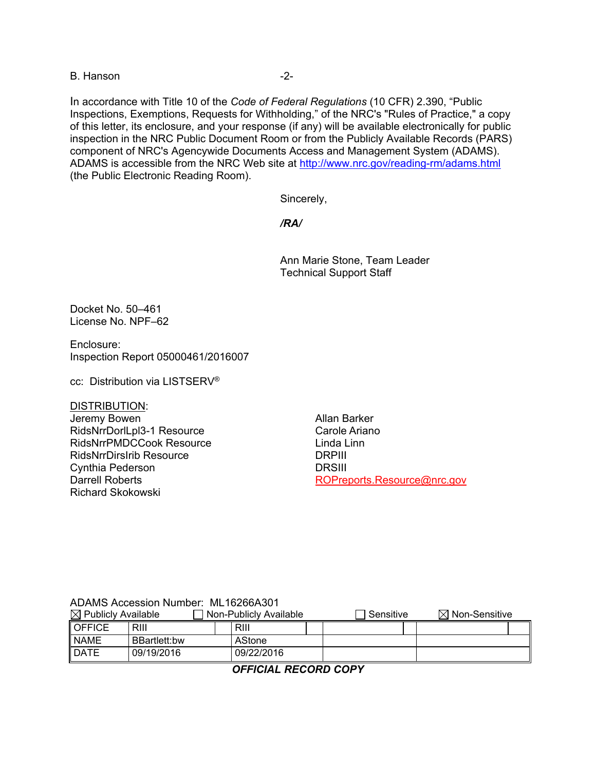In accordance with Title 10 of the *Code of Federal Regulations* (10 CFR) 2.390, "Public Inspections, Exemptions, Requests for Withholding," of the NRC's "Rules of Practice," a copy of this letter, its enclosure, and your response (if any) will be available electronically for public inspection in the NRC Public Document Room or from the Publicly Available Records (PARS) component of NRC's Agencywide Documents Access and Management System (ADAMS). ADAMS is accessible from the NRC Web site at http://www.nrc.gov/reading-rm/adams.html (the Public Electronic Reading Room).

Sincerely,

***/RA/***

Ann Marie Stone, Team Leader
Technical Support Staff

Docket No. 50–461
License No. NPF–62

Enclosure:
Inspection Report 05000461/2016007

cc: Distribution via LISTSERV®

DISTRIBUTION:
Jeremy Bowen
RidsNrrDorlLpl3-1 Resource
RidsNrrPMDCCook Resource
RidsNrrDirsIrib Resource
Cynthia Pederson
Darrell Roberts
Richard Skokowski
Allan Barker
Carole Ariano
Linda Linn
DRPIII
DRSIII
ROPreports.Resource@nrc.gov

ADAMS Accession Number: ML16266A301

☒ Publicly Available ☐ Non-Publicly Available ☐ Sensitive ☒ Non-Sensitive

| OFFICE | RIII | RIII | | |
|---|---|---|---|---|
| NAME | BBartlett:bw | AStone | | |
| DATE | 09/19/2016 | 09/22/2016 | | |

***OFFICIAL RECORD COPY***